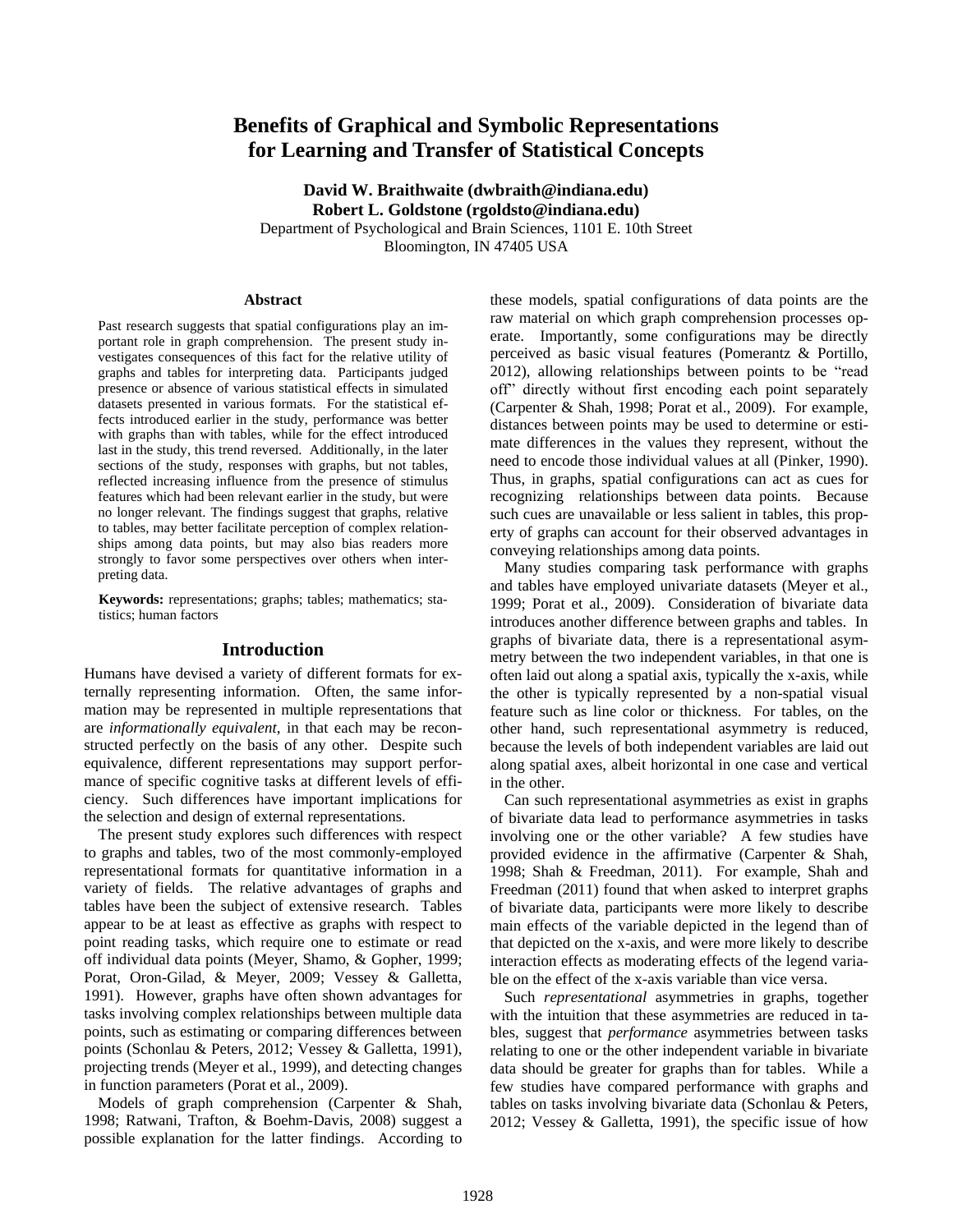# Benefits of Graphical and Symbolic Representations for Learning and Transfer of Statistical Concepts

**David W. Braithwaite (dwbraith@indiana.edu)**
**Robert L. Goldstone (rgoldsto@indiana.edu)**
Department of Psychological and Brain Sciences, 1101 E. 10th Street
Bloomington, IN 47405 USA

## Abstract

Past research suggests that spatial configurations play an important role in graph comprehension. The present study investigates consequences of this fact for the relative utility of graphs and tables for interpreting data. Participants judged presence or absence of various statistical effects in simulated datasets presented in various formats. For the statistical effects introduced earlier in the study, performance was better with graphs than with tables, while for the effect introduced last in the study, this trend reversed. Additionally, in the later sections of the study, responses with graphs, but not tables, reflected increasing influence from the presence of stimulus features which had been relevant earlier in the study, but were no longer relevant. The findings suggest that graphs, relative to tables, may better facilitate perception of complex relationships among data points, but may also bias readers more strongly to favor some perspectives over others when interpreting data.

**Keywords:** representations; graphs; tables; mathematics; statistics; human factors

## Introduction

Humans have devised a variety of different formats for externally representing information. Often, the same information may be represented in multiple representations that are *informationally equivalent*, in that each may be reconstructed perfectly on the basis of any other. Despite such equivalence, different representations may support performance of specific cognitive tasks at different levels of efficiency. Such differences have important implications for the selection and design of external representations.

The present study explores such differences with respect to graphs and tables, two of the most commonly-employed representational formats for quantitative information in a variety of fields. The relative advantages of graphs and tables have been the subject of extensive research. Tables appear to be at least as effective as graphs with respect to point reading tasks, which require one to estimate or read off individual data points (Meyer, Shamo, & Gopher, 1999; Porat, Oron-Gilad, & Meyer, 2009; Vessey & Galletta, 1991). However, graphs have often shown advantages for tasks involving complex relationships between multiple data points, such as estimating or comparing differences between points (Schonlau & Peters, 2012; Vessey & Galletta, 1991), projecting trends (Meyer et al., 1999), and detecting changes in function parameters (Porat et al., 2009).

Models of graph comprehension (Carpenter & Shah, 1998; Ratwani, Trafton, & Boehm-Davis, 2008) suggest a possible explanation for the latter findings. According to these models, spatial configurations of data points are the raw material on which graph comprehension processes operate. Importantly, some configurations may be directly perceived as basic visual features (Pomerantz & Portillo, 2012), allowing relationships between points to be "read off" directly without first encoding each point separately (Carpenter & Shah, 1998; Porat et al., 2009). For example, distances between points may be used to determine or estimate differences in the values they represent, without the need to encode those individual values at all (Pinker, 1990). Thus, in graphs, spatial configurations can act as cues for recognizing relationships between data points. Because such cues are unavailable or less salient in tables, this property of graphs can account for their observed advantages in conveying relationships among data points.

Many studies comparing task performance with graphs and tables have employed univariate datasets (Meyer et al., 1999; Porat et al., 2009). Consideration of bivariate data introduces another difference between graphs and tables. In graphs of bivariate data, there is a representational asymmetry between the two independent variables, in that one is often laid out along a spatial axis, typically the x-axis, while the other is typically represented by a non-spatial visual feature such as line color or thickness. For tables, on the other hand, such representational asymmetry is reduced, because the levels of both independent variables are laid out along spatial axes, albeit horizontal in one case and vertical in the other.

Can such representational asymmetries as exist in graphs of bivariate data lead to performance asymmetries in tasks involving one or the other variable? A few studies have provided evidence in the affirmative (Carpenter & Shah, 1998; Shah & Freedman, 2011). For example, Shah and Freedman (2011) found that when asked to interpret graphs of bivariate data, participants were more likely to describe main effects of the variable depicted in the legend than of that depicted on the x-axis, and were more likely to describe interaction effects as moderating effects of the legend variable on the effect of the x-axis variable than vice versa.

Such *representational* asymmetries in graphs, together with the intuition that these asymmetries are reduced in tables, suggest that *performance* asymmetries between tasks relating to one or the other independent variable in bivariate data should be greater for graphs than for tables. While a few studies have compared performance with graphs and tables on tasks involving bivariate data (Schonlau & Peters, 2012; Vessey & Galletta, 1991), the specific issue of how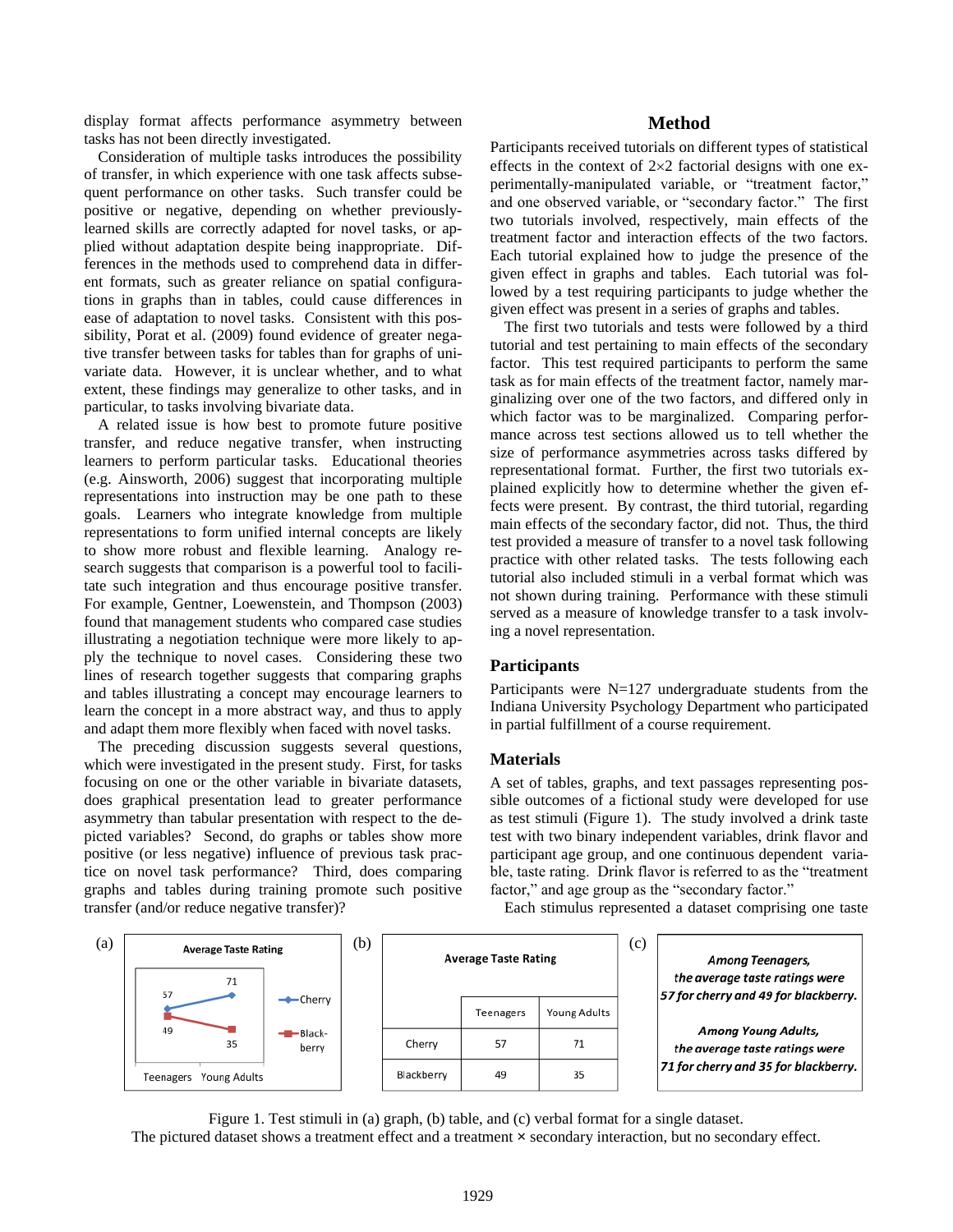display format affects performance asymmetry between tasks has not been directly investigated.

Consideration of multiple tasks introduces the possibility of transfer, in which experience with one task affects subsequent performance on other tasks. Such transfer could be positive or negative, depending on whether previously-learned skills are correctly adapted for novel tasks, or applied without adaptation despite being inappropriate. Differences in the methods used to comprehend data in different formats, such as greater reliance on spatial configurations in graphs than in tables, could cause differences in ease of adaptation to novel tasks. Consistent with this possibility, Porat et al. (2009) found evidence of greater negative transfer between tasks for tables than for graphs of univariate data. However, it is unclear whether, and to what extent, these findings may generalize to other tasks, and in particular, to tasks involving bivariate data.

A related issue is how best to promote future positive transfer, and reduce negative transfer, when instructing learners to perform particular tasks. Educational theories (e.g. Ainsworth, 2006) suggest that incorporating multiple representations into instruction may be one path to these goals. Learners who integrate knowledge from multiple representations to form unified internal concepts are likely to show more robust and flexible learning. Analogy research suggests that comparison is a powerful tool to facilitate such integration and thus encourage positive transfer. For example, Gentner, Loewenstein, and Thompson (2003) found that management students who compared case studies illustrating a negotiation technique were more likely to apply the technique to novel cases. Considering these two lines of research together suggests that comparing graphs and tables illustrating a concept may encourage learners to learn the concept in a more abstract way, and thus to apply and adapt them more flexibly when faced with novel tasks.

The preceding discussion suggests several questions, which were investigated in the present study. First, for tasks focusing on one or the other variable in bivariate datasets, does graphical presentation lead to greater performance asymmetry than tabular presentation with respect to the depicted variables? Second, do graphs or tables show more positive (or less negative) influence of previous task practice on novel task performance? Third, does comparing graphs and tables during training promote such positive transfer (and/or reduce negative transfer)?

## Method

Participants received tutorials on different types of statistical effects in the context of 2×2 factorial designs with one experimentally-manipulated variable, or "treatment factor," and one observed variable, or "secondary factor." The first two tutorials involved, respectively, main effects of the treatment factor and interaction effects of the two factors. Each tutorial explained how to judge the presence of the given effect in graphs and tables. Each tutorial was followed by a test requiring participants to judge whether the given effect was present in a series of graphs and tables.

The first two tutorials and tests were followed by a third tutorial and test pertaining to main effects of the secondary factor. This test required participants to perform the same task as for main effects of the treatment factor, namely marginalizing over one of the two factors, and differed only in which factor was to be marginalized. Comparing performance across test sections allowed us to tell whether the size of performance asymmetries across tasks differed by representational format. Further, the first two tutorials explained explicitly how to determine whether the given effects were present. By contrast, the third tutorial, regarding main effects of the secondary factor, did not. Thus, the third test provided a measure of transfer to a novel task following practice with other related tasks. The tests following each tutorial also included stimuli in a verbal format which was not shown during training. Performance with these stimuli served as a measure of knowledge transfer to a task involving a novel representation.

### Participants

Participants were N=127 undergraduate students from the Indiana University Psychology Department who participated in partial fulfillment of a course requirement.

### Materials

A set of tables, graphs, and text passages representing possible outcomes of a fictional study were developed for use as test stimuli (Figure 1). The study involved a drink taste test with two binary independent variables, drink flavor and participant age group, and one continuous dependent variable, taste rating. Drink flavor is referred to as the "treatment factor," and age group as the "secondary factor."

Each stimulus represented a dataset comprising one taste

(a)

**Average Taste Rating**

(graph: Cherry 57 → 71; Blackberry 49 → 35; x-axis: Teenagers, Young Adults)

(b)

**Average Taste Rating**

| | Teenagers | Young Adults |
|---|---|---|
| Cherry | 57 | 71 |
| Blackberry | 49 | 35 |

(c)

*Among Teenagers,*
*the average taste ratings were*
***57 for cherry and 49 for blackberry.***

*Among Young Adults,*
*the average taste ratings were*
***71 for cherry and 35 for blackberry.***

Figure 1. Test stimuli in (a) graph, (b) table, and (c) verbal format for a single dataset.
The pictured dataset shows a treatment effect and a treatment × secondary interaction, but no secondary effect.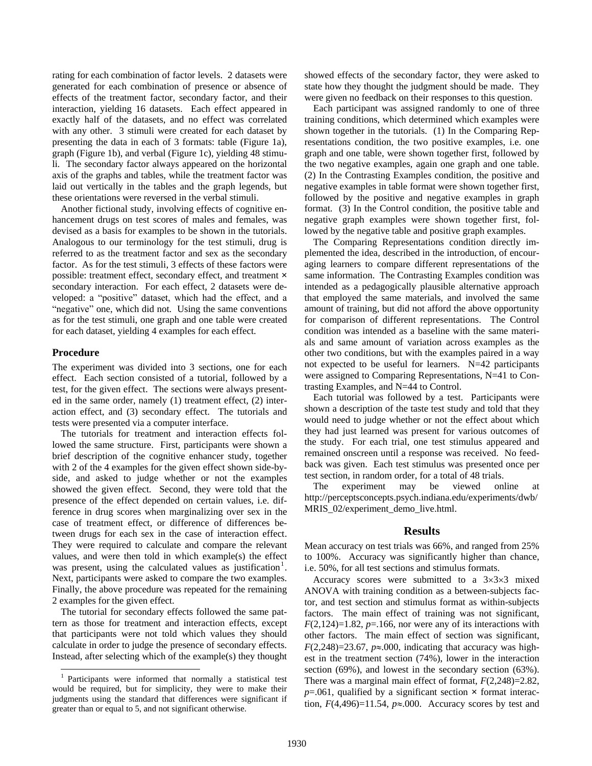rating for each combination of factor levels. 2 datasets were generated for each combination of presence or absence of effects of the treatment factor, secondary factor, and their interaction, yielding 16 datasets. Each effect appeared in exactly half of the datasets, and no effect was correlated with any other. 3 stimuli were created for each dataset by presenting the data in each of 3 formats: table (Figure 1a), graph (Figure 1b), and verbal (Figure 1c), yielding 48 stimuli. The secondary factor always appeared on the horizontal axis of the graphs and tables, while the treatment factor was laid out vertically in the tables and the graph legends, but these orientations were reversed in the verbal stimuli.

Another fictional study, involving effects of cognitive enhancement drugs on test scores of males and females, was devised as a basis for examples to be shown in the tutorials. Analogous to our terminology for the test stimuli, drug is referred to as the treatment factor and sex as the secondary factor. As for the test stimuli, 3 effects of these factors were possible: treatment effect, secondary effect, and treatment × secondary interaction. For each effect, 2 datasets were developed: a "positive" dataset, which had the effect, and a "negative" one, which did not. Using the same conventions as for the test stimuli, one graph and one table were created for each dataset, yielding 4 examples for each effect.

### Procedure

The experiment was divided into 3 sections, one for each effect. Each section consisted of a tutorial, followed by a test, for the given effect. The sections were always presented in the same order, namely (1) treatment effect, (2) interaction effect, and (3) secondary effect. The tutorials and tests were presented via a computer interface.

The tutorials for treatment and interaction effects followed the same structure. First, participants were shown a brief description of the cognitive enhancer study, together with 2 of the 4 examples for the given effect shown side-by-side, and asked to judge whether or not the examples showed the given effect. Second, they were told that the presence of the effect depended on certain values, i.e. difference in drug scores when marginalizing over sex in the case of treatment effect, or difference of differences between drugs for each sex in the case of interaction effect. They were required to calculate and compare the relevant values, and were then told in which example(s) the effect was present, using the calculated values as justification[1]. Next, participants were asked to compare the two examples. Finally, the above procedure was repeated for the remaining 2 examples for the given effect.

The tutorial for secondary effects followed the same pattern as those for treatment and interaction effects, except that participants were not told which values they should calculate in order to judge the presence of secondary effects. Instead, after selecting which of the example(s) they thought showed effects of the secondary factor, they were asked to state how they thought the judgment should be made. They were given no feedback on their responses to this question.

Each participant was assigned randomly to one of three training conditions, which determined which examples were shown together in the tutorials. (1) In the Comparing Representations condition, the two positive examples, i.e. one graph and one table, were shown together first, followed by the two negative examples, again one graph and one table. (2) In the Contrasting Examples condition, the positive and negative examples in table format were shown together first, followed by the positive and negative examples in graph format. (3) In the Control condition, the positive table and negative graph examples were shown together first, followed by the negative table and positive graph examples.

The Comparing Representations condition directly implemented the idea, described in the introduction, of encouraging learners to compare different representations of the same information. The Contrasting Examples condition was intended as a pedagogically plausible alternative approach that employed the same materials, and involved the same amount of training, but did not afford the above opportunity for comparison of different representations. The Control condition was intended as a baseline with the same materials and same amount of variation across examples as the other two conditions, but with the examples paired in a way not expected to be useful for learners. N=42 participants were assigned to Comparing Representations, N=41 to Contrasting Examples, and N=44 to Control.

Each tutorial was followed by a test. Participants were shown a description of the taste test study and told that they would need to judge whether or not the effect about which they had just learned was present for various outcomes of the study. For each trial, one test stimulus appeared and remained onscreen until a response was received. No feedback was given. Each test stimulus was presented once per test section, in random order, for a total of 48 trials.

The experiment may be viewed online at http://perceptsconcepts.psych.indiana.edu/experiments/dwb/MRIS_02/experiment_demo_live.html.

## Results

Mean accuracy on test trials was 66%, and ranged from 25% to 100%. Accuracy was significantly higher than chance, i.e. 50%, for all test sections and stimulus formats.

Accuracy scores were submitted to a 3×3×3 mixed ANOVA with training condition as a between-subjects factor, and test section and stimulus format as within-subjects factors. The main effect of training was not significant, $F(2,124)=1.82$, $p=.166$, nor were any of its interactions with other factors. The main effect of section was significant, $F(2,248)=23.67$, $p\approx.000$, indicating that accuracy was highest in the treatment section (74%), lower in the interaction section (69%), and lowest in the secondary section (63%). There was a marginal main effect of format, $F(2,248)=2.82$, $p=.061$, qualified by a significant section × format interaction, $F(4,496)=11.54$, $p\approx.000$. Accuracy scores by test and

[1] Participants were informed that normally a statistical test would be required, but for simplicity, they were to make their judgments using the standard that differences were significant if greater than or equal to 5, and not significant otherwise.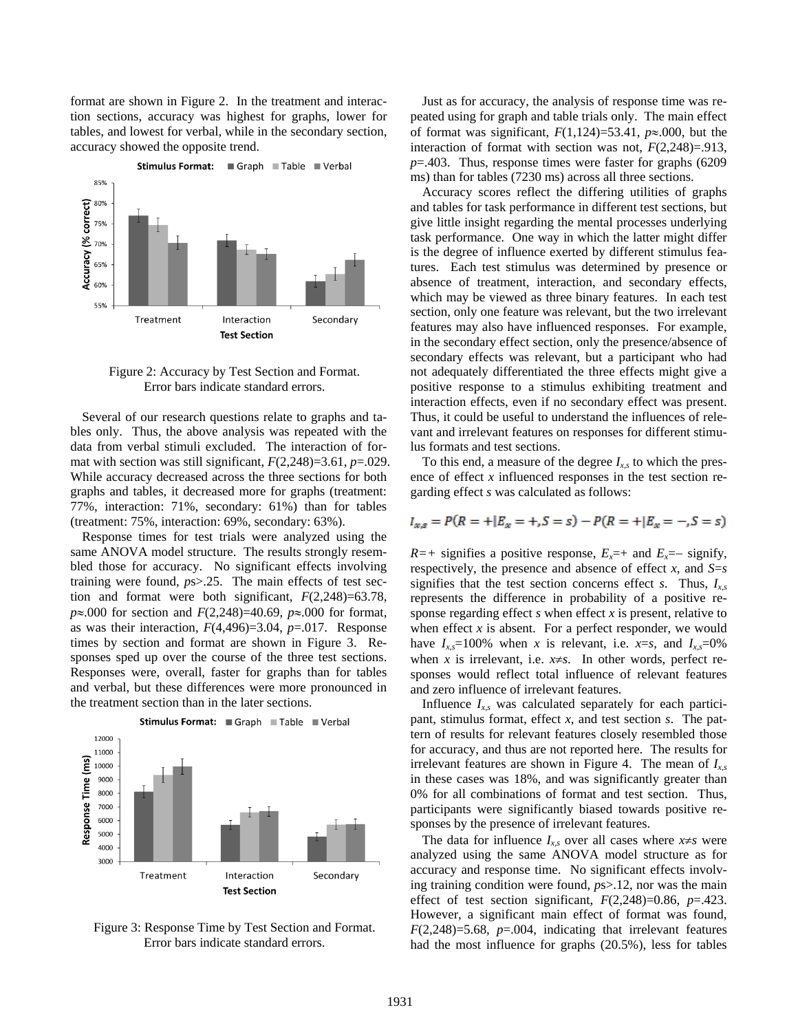format are shown in Figure 2. In the treatment and interaction sections, accuracy was highest for graphs, lower for tables, and lowest for verbal, while in the secondary section, accuracy showed the opposite trend.

Figure 2: Accuracy by Test Section and Format. Error bars indicate standard errors.

Several of our research questions relate to graphs and tables only. Thus, the above analysis was repeated with the data from verbal stimuli excluded. The interaction of format with section was still significant, $F(2,248)=3.61$, $p=.029$. While accuracy decreased across the three sections for both graphs and tables, it decreased more for graphs (treatment: 77%, interaction: 71%, secondary: 61%) than for tables (treatment: 75%, interaction: 69%, secondary: 63%).

Response times for test trials were analyzed using the same ANOVA model structure. The results strongly resembled those for accuracy. No significant effects involving training were found, *p*s>.25. The main effects of test section and format were both significant, $F(2,248)=63.78$, $p\approx.000$ for section and $F(2,248)=40.69$, $p\approx.000$ for format, as was their interaction, $F(4,496)=3.04$, $p=.017$. Response times by section and format are shown in Figure 3. Responses sped up over the course of the three test sections. Responses were, overall, faster for graphs than for tables and verbal, but these differences were more pronounced in the treatment section than in the later sections.

Figure 3: Response Time by Test Section and Format. Error bars indicate standard errors.

Just as for accuracy, the analysis of response time was repeated using for graph and table trials only. The main effect of format was significant, $F(1,124)=53.41$, $p\approx.000$, but the interaction of format with section was not, $F(2,248)=.913$, $p=.403$. Thus, response times were faster for graphs (6209 ms) than for tables (7230 ms) across all three sections.

Accuracy scores reflect the differing utilities of graphs and tables for task performance in different test sections, but give little insight regarding the mental processes underlying task performance. One way in which the latter might differ is the degree of influence exerted by different stimulus features. Each test stimulus was determined by presence or absence of treatment, interaction, and secondary effects, which may be viewed as three binary features. In each test section, only one feature was relevant, but the two irrelevant features may also have influenced responses. For example, in the secondary effect section, only the presence/absence of secondary effects was relevant, but a participant who had not adequately differentiated the three effects might give a positive response to a stimulus exhibiting treatment and interaction effects, even if no secondary effect was present. Thus, it could be useful to understand the influences of relevant and irrelevant features on responses for different stimulus formats and test sections.

To this end, a measure of the degree $I_{x,s}$ to which the presence of effect $x$ influenced responses in the test section regarding effect $s$ was calculated as follows:

$$I_{x,s} = P(R=+|E_x=+, S=s) - P(R=+|E_x=-, S=s)$$

$R=+$ signifies a positive response, $E_x=+$ and $E_x=-$ signify, respectively, the presence and absence of effect $x$, and $S=s$ signifies that the test section concerns effect $s$. Thus, $I_{x,s}$ represents the difference in probability of a positive response regarding effect $s$ when effect $x$ is present, relative to when effect $x$ is absent. For a perfect responder, we would have $I_{x,s}=100\%$ when $x$ is relevant, i.e. $x=s$, and $I_{x,s}=0\%$ when $x$ is irrelevant, i.e. $x\neq s$. In other words, perfect responses would reflect total influence of relevant features and zero influence of irrelevant features.

Influence $I_{x,s}$ was calculated separately for each participant, stimulus format, effect $x$, and test section $s$. The pattern of results for relevant features closely resembled those for accuracy, and thus are not reported here. The results for irrelevant features are shown in Figure 4. The mean of $I_{x,s}$ in these cases was 18%, and was significantly greater than 0% for all combinations of format and test section. Thus, participants were significantly biased towards positive responses by the presence of irrelevant features.

The data for influence $I_{x,s}$ over all cases where $x\neq s$ were analyzed using the same ANOVA model structure as for accuracy and response time. No significant effects involving training condition were found, *p*s>.12, nor was the main effect of test section significant, $F(2,248)=0.86$, $p=.423$. However, a significant main effect of format was found, $F(2,248)=5.68$, $p=.004$, indicating that irrelevant features had the most influence for graphs (20.5%), less for tables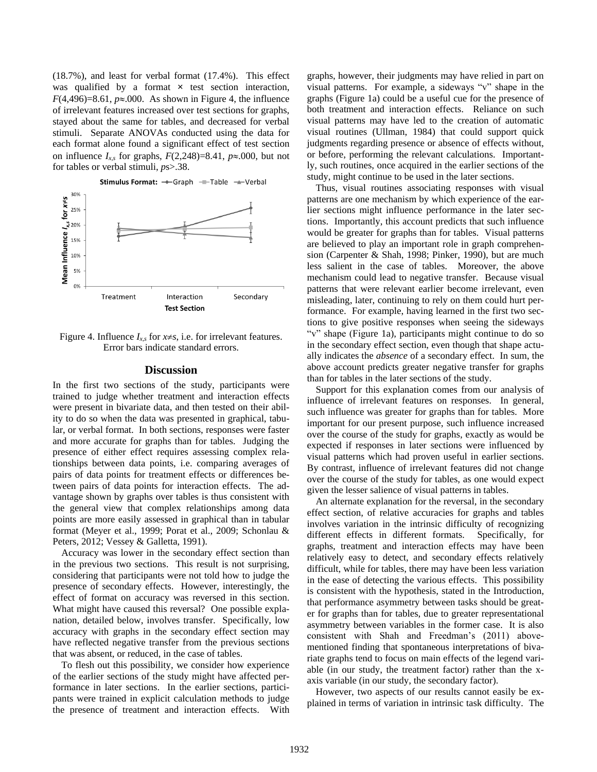(18.7%), and least for verbal format (17.4%). This effect was qualified by a format × test section interaction, $F(4,496)=8.61$, $p\approx.000$. As shown in Figure 4, the influence of irrelevant features increased over test sections for graphs, stayed about the same for tables, and decreased for verbal stimuli. Separate ANOVAs conducted using the data for each format alone found a significant effect of test section on influence $I_{x,s}$ for graphs, $F(2,248)=8.41$, $p\approx.000$, but not for tables or verbal stimuli, $ps>.38$.

Figure 4. Influence $I_{x,s}$ for $x\neq s$, i.e. for irrelevant features. Error bars indicate standard errors.

## Discussion

In the first two sections of the study, participants were trained to judge whether treatment and interaction effects were present in bivariate data, and then tested on their ability to do so when the data was presented in graphical, tabular, or verbal format. In both sections, responses were faster and more accurate for graphs than for tables. Judging the presence of either effect requires assessing complex relationships between data points, i.e. comparing averages of pairs of data points for treatment effects or differences between pairs of data points for interaction effects. The advantage shown by graphs over tables is thus consistent with the general view that complex relationships among data points are more easily assessed in graphical than in tabular format (Meyer et al., 1999; Porat et al., 2009; Schonlau & Peters, 2012; Vessey & Galletta, 1991).

Accuracy was lower in the secondary effect section than in the previous two sections. This result is not surprising, considering that participants were not told how to judge the presence of secondary effects. However, interestingly, the effect of format on accuracy was reversed in this section. What might have caused this reversal? One possible explanation, detailed below, involves transfer. Specifically, low accuracy with graphs in the secondary effect section may have reflected negative transfer from the previous sections that was absent, or reduced, in the case of tables.

To flesh out this possibility, we consider how experience of the earlier sections of the study might have affected performance in later sections. In the earlier sections, participants were trained in explicit calculation methods to judge the presence of treatment and interaction effects. With graphs, however, their judgments may have relied in part on visual patterns. For example, a sideways "v" shape in the graphs (Figure 1a) could be a useful cue for the presence of both treatment and interaction effects. Reliance on such visual patterns may have led to the creation of automatic visual routines (Ullman, 1984) that could support quick judgments regarding presence or absence of effects without, or before, performing the relevant calculations. Importantly, such routines, once acquired in the earlier sections of the study, might continue to be used in the later sections.

Thus, visual routines associating responses with visual patterns are one mechanism by which experience of the earlier sections might influence performance in the later sections. Importantly, this account predicts that such influence would be greater for graphs than for tables. Visual patterns are believed to play an important role in graph comprehension (Carpenter & Shah, 1998; Pinker, 1990), but are much less salient in the case of tables. Moreover, the above mechanism could lead to negative transfer. Because visual patterns that were relevant earlier become irrelevant, even misleading, later, continuing to rely on them could hurt performance. For example, having learned in the first two sections to give positive responses when seeing the sideways "v" shape (Figure 1a), participants might continue to do so in the secondary effect section, even though that shape actually indicates the *absence* of a secondary effect. In sum, the above account predicts greater negative transfer for graphs than for tables in the later sections of the study.

Support for this explanation comes from our analysis of influence of irrelevant features on responses. In general, such influence was greater for graphs than for tables. More important for our present purpose, such influence increased over the course of the study for graphs, exactly as would be expected if responses in later sections were influenced by visual patterns which had proven useful in earlier sections. By contrast, influence of irrelevant features did not change over the course of the study for tables, as one would expect given the lesser salience of visual patterns in tables.

An alternate explanation for the reversal, in the secondary effect section, of relative accuracies for graphs and tables involves variation in the intrinsic difficulty of recognizing different effects in different formats. Specifically, for graphs, treatment and interaction effects may have been relatively easy to detect, and secondary effects relatively difficult, while for tables, there may have been less variation in the ease of detecting the various effects. This possibility is consistent with the hypothesis, stated in the Introduction, that performance asymmetry between tasks should be greater for graphs than for tables, due to greater representational asymmetry between variables in the former case. It is also consistent with Shah and Freedman's (2011) above-mentioned finding that spontaneous interpretations of bivariate graphs tend to focus on main effects of the legend variable (in our study, the treatment factor) rather than the x-axis variable (in our study, the secondary factor).

However, two aspects of our results cannot easily be explained in terms of variation in intrinsic task difficulty. The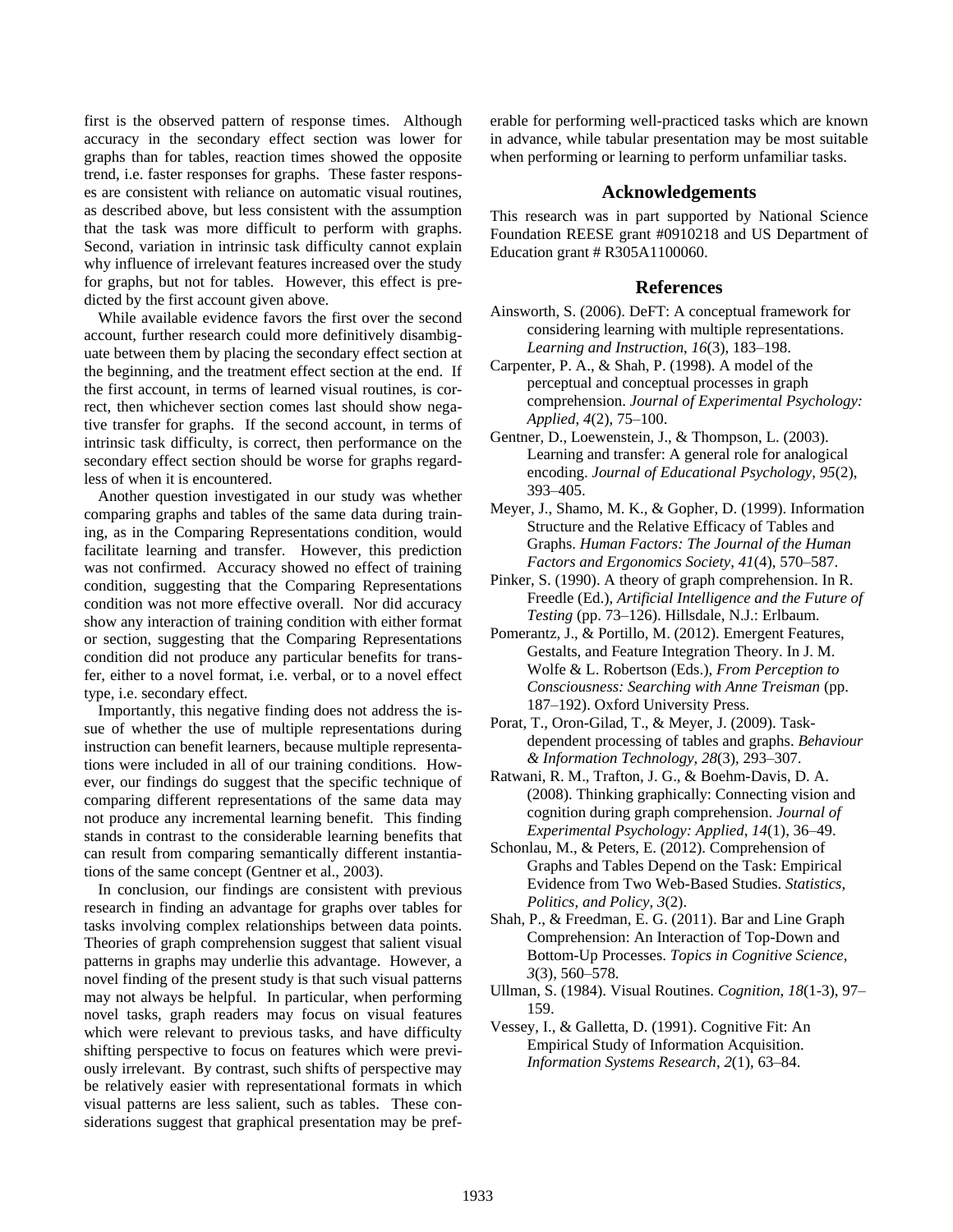first is the observed pattern of response times. Although accuracy in the secondary effect section was lower for graphs than for tables, reaction times showed the opposite trend, i.e. faster responses for graphs. These faster responses are consistent with reliance on automatic visual routines, as described above, but less consistent with the assumption that the task was more difficult to perform with graphs. Second, variation in intrinsic task difficulty cannot explain why influence of irrelevant features increased over the study for graphs, but not for tables. However, this effect is predicted by the first account given above.

While available evidence favors the first over the second account, further research could more definitively disambiguate between them by placing the secondary effect section at the beginning, and the treatment effect section at the end. If the first account, in terms of learned visual routines, is correct, then whichever section comes last should show negative transfer for graphs. If the second account, in terms of intrinsic task difficulty, is correct, then performance on the secondary effect section should be worse for graphs regardless of when it is encountered.

Another question investigated in our study was whether comparing graphs and tables of the same data during training, as in the Comparing Representations condition, would facilitate learning and transfer. However, this prediction was not confirmed. Accuracy showed no effect of training condition, suggesting that the Comparing Representations condition was not more effective overall. Nor did accuracy show any interaction of training condition with either format or section, suggesting that the Comparing Representations condition did not produce any particular benefits for transfer, either to a novel format, i.e. verbal, or to a novel effect type, i.e. secondary effect.

Importantly, this negative finding does not address the issue of whether the use of multiple representations during instruction can benefit learners, because multiple representations were included in all of our training conditions. However, our findings do suggest that the specific technique of comparing different representations of the same data may not produce any incremental learning benefit. This finding stands in contrast to the considerable learning benefits that can result from comparing semantically different instantiations of the same concept (Gentner et al., 2003).

In conclusion, our findings are consistent with previous research in finding an advantage for graphs over tables for tasks involving complex relationships between data points. Theories of graph comprehension suggest that salient visual patterns in graphs may underlie this advantage. However, a novel finding of the present study is that such visual patterns may not always be helpful. In particular, when performing novel tasks, graph readers may focus on visual features which were relevant to previous tasks, and have difficulty shifting perspective to focus on features which were previously irrelevant. By contrast, such shifts of perspective may be relatively easier with representational formats in which visual patterns are less salient, such as tables. These considerations suggest that graphical presentation may be preferable for performing well-practiced tasks which are known in advance, while tabular presentation may be most suitable when performing or learning to perform unfamiliar tasks.

## Acknowledgements

This research was in part supported by National Science Foundation REESE grant #0910218 and US Department of Education grant # R305A1100060.

## References

Ainsworth, S. (2006). DeFT: A conceptual framework for considering learning with multiple representations. *Learning and Instruction*, *16*(3), 183–198.

Carpenter, P. A., & Shah, P. (1998). A model of the perceptual and conceptual processes in graph comprehension. *Journal of Experimental Psychology: Applied*, *4*(2), 75–100.

Gentner, D., Loewenstein, J., & Thompson, L. (2003). Learning and transfer: A general role for analogical encoding. *Journal of Educational Psychology*, *95*(2), 393–405.

Meyer, J., Shamo, M. K., & Gopher, D. (1999). Information Structure and the Relative Efficacy of Tables and Graphs. *Human Factors: The Journal of the Human Factors and Ergonomics Society*, *41*(4), 570–587.

Pinker, S. (1990). A theory of graph comprehension. In R. Freedle (Ed.), *Artificial Intelligence and the Future of Testing* (pp. 73–126). Hillsdale, N.J.: Erlbaum.

Pomerantz, J., & Portillo, M. (2012). Emergent Features, Gestalts, and Feature Integration Theory. In J. M. Wolfe & L. Robertson (Eds.), *From Perception to Consciousness: Searching with Anne Treisman* (pp. 187–192). Oxford University Press.

Porat, T., Oron-Gilad, T., & Meyer, J. (2009). Task-dependent processing of tables and graphs. *Behaviour & Information Technology*, *28*(3), 293–307.

Ratwani, R. M., Trafton, J. G., & Boehm-Davis, D. A. (2008). Thinking graphically: Connecting vision and cognition during graph comprehension. *Journal of Experimental Psychology: Applied*, *14*(1), 36–49.

Schonlau, M., & Peters, E. (2012). Comprehension of Graphs and Tables Depend on the Task: Empirical Evidence from Two Web-Based Studies. *Statistics, Politics, and Policy*, *3*(2).

Shah, P., & Freedman, E. G. (2011). Bar and Line Graph Comprehension: An Interaction of Top-Down and Bottom-Up Processes. *Topics in Cognitive Science*, *3*(3), 560–578.

Ullman, S. (1984). Visual Routines. *Cognition*, *18*(1-3), 97–159.

Vessey, I., & Galletta, D. (1991). Cognitive Fit: An Empirical Study of Information Acquisition. *Information Systems Research*, *2*(1), 63–84.